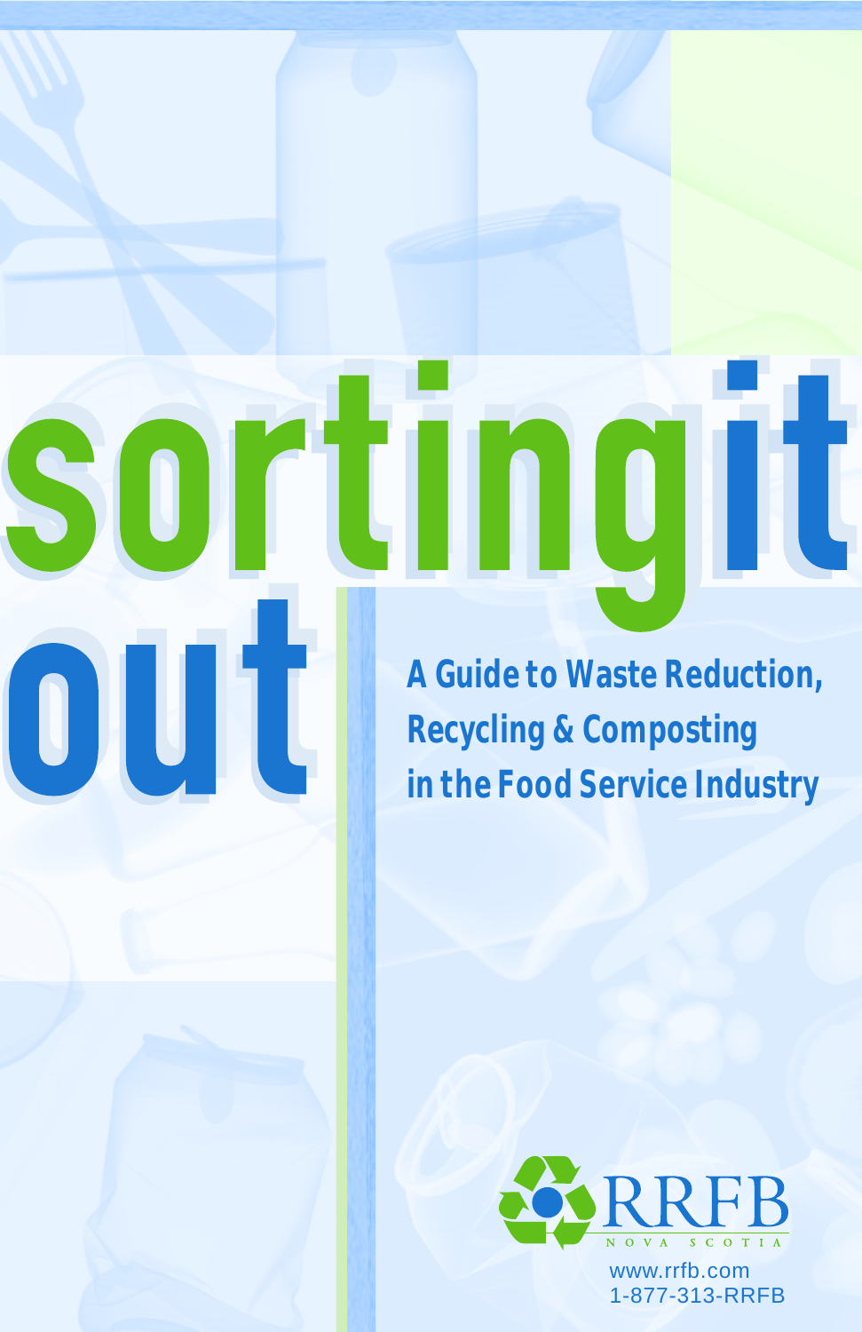# sorting it out

## A Guide to Waste Reduction, Recycling & Composting in the Food Service Industry

RRFB

NOVA SCOTIA

www.rrfb.com

1-877-313-RRFB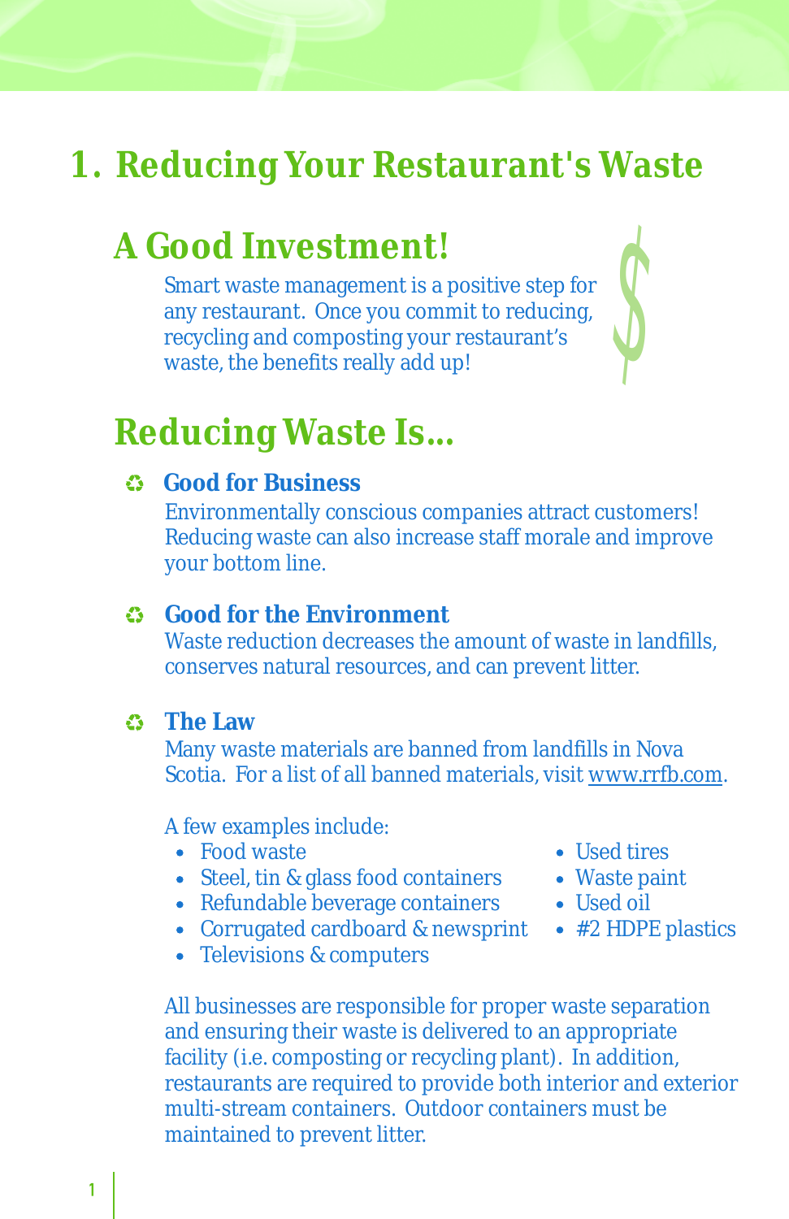# 1. Reducing Your Restaurant's Waste

## A Good Investment!

Smart waste management is a positive step for any restaurant. Once you commit to reducing, recycling and composting your restaurant's waste, the benefits really add up!

## Reducing Waste Is...

### ♻ Good for Business

Environmentally conscious companies attract customers! Reducing waste can also increase staff morale and improve your bottom line.

### ♻ Good for the Environment

Waste reduction decreases the amount of waste in landfills, conserves natural resources, and can prevent litter.

### ♻ The Law

Many waste materials are banned from landfills in Nova Scotia. For a list of all banned materials, visit www.rrfb.com.

A few examples include:

- Food waste
- Steel, tin & glass food containers
- Refundable beverage containers
- Corrugated cardboard & newsprint
- Televisions & computers
- Used tires
- Waste paint
- Used oil
- #2 HDPE plastics

All businesses are responsible for proper waste separation and ensuring their waste is delivered to an appropriate facility (i.e. composting or recycling plant). In addition, restaurants are required to provide both interior and exterior multi-stream containers. Outdoor containers must be maintained to prevent litter.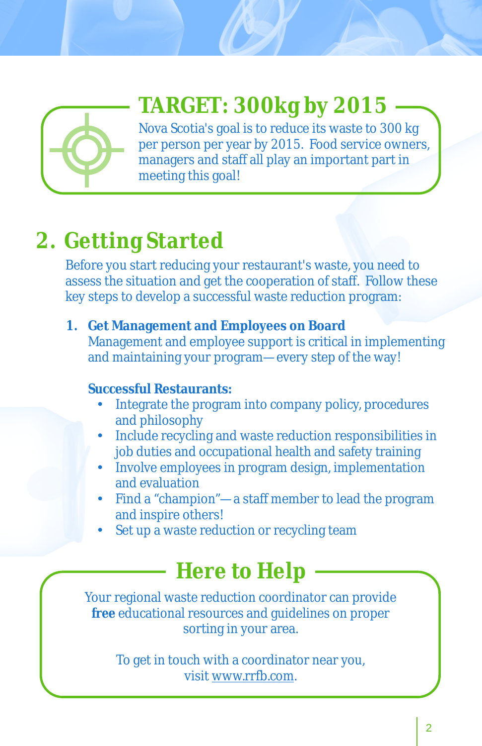## TARGET: 300kg by 2015

Nova Scotia's goal is to reduce its waste to 300 kg per person per year by 2015. Food service owners, managers and staff all play an important part in meeting this goal!

# 2. Getting Started

Before you start reducing your restaurant's waste, you need to assess the situation and get the cooperation of staff. Follow these key steps to develop a successful waste reduction program:

1. **Get Management and Employees on Board**
   Management and employee support is critical in implementing and maintaining your program—every step of the way!

   **Successful Restaurants:**
   - Integrate the program into company policy, procedures and philosophy
   - Include recycling and waste reduction responsibilities in job duties and occupational health and safety training
   - Involve employees in program design, implementation and evaluation
   - Find a "champion"—a staff member to lead the program and inspire others!
   - Set up a waste reduction or recycling team

## Here to Help

Your regional waste reduction coordinator can provide **free** educational resources and guidelines on proper sorting in your area.

To get in touch with a coordinator near you, visit www.rrfb.com.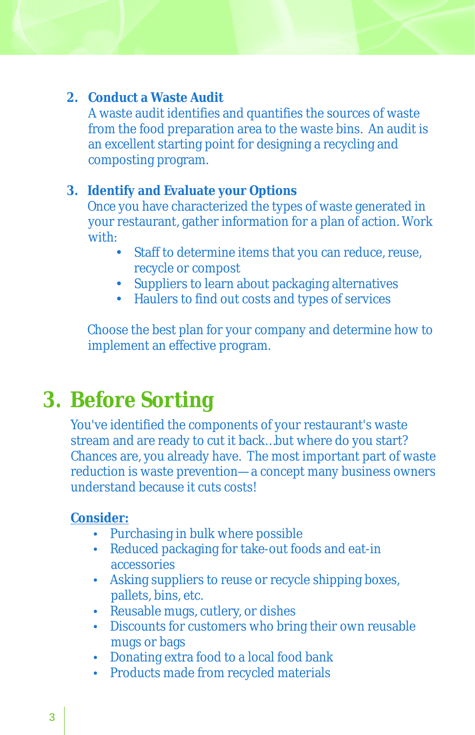2. **Conduct a Waste Audit**
   A waste audit identifies and quantifies the sources of waste from the food preparation area to the waste bins. An audit is an excellent starting point for designing a recycling and composting program.

3. **Identify and Evaluate your Options**
   Once you have characterized the types of waste generated in your restaurant, gather information for a plan of action. Work with:
   - Staff to determine items that you can reduce, reuse, recycle or compost
   - Suppliers to learn about packaging alternatives
   - Haulers to find out costs and types of services

   Choose the best plan for your company and determine how to implement an effective program.

# 3. Before Sorting

You've identified the components of your restaurant's waste stream and are ready to cut it back…but where do you start? Chances are, you already have. The most important part of waste reduction is waste prevention— a concept many business owners understand because it cuts costs!

**Consider:**

- Purchasing in bulk where possible
- Reduced packaging for take-out foods and eat-in accessories
- Asking suppliers to reuse or recycle shipping boxes, pallets, bins, etc.
- Reusable mugs, cutlery, or dishes
- Discounts for customers who bring their own reusable mugs or bags
- Donating extra food to a local food bank
- Products made from recycled materials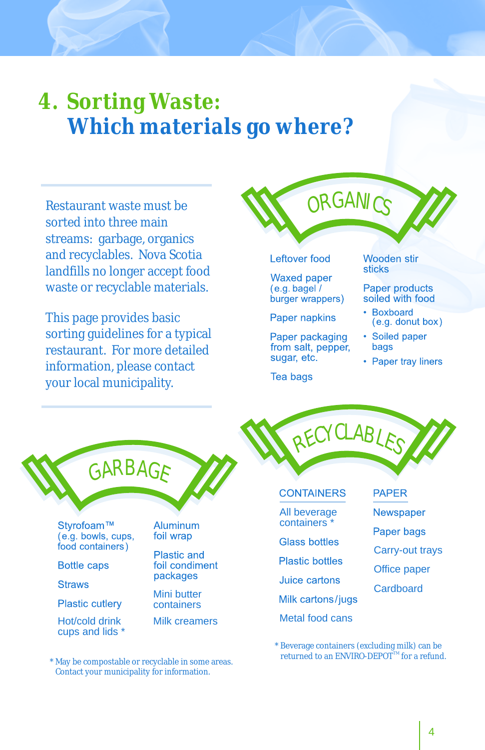# 4. Sorting Waste: Which materials go where?

Restaurant waste must be sorted into three main streams: garbage, organics and recyclables. Nova Scotia landfills no longer accept food waste or recyclable materials.

This page provides basic sorting guidelines for a typical restaurant. For more detailed information, please contact your local municipality.

## ORGANICS

- Leftover food
- Waxed paper (e.g. bagel / burger wrappers)
- Paper napkins
- Paper packaging from salt, pepper, sugar, etc.
- Tea bags
- Wooden stir sticks
- Paper products soiled with food
  - Boxboard (e.g. donut box)
  - Soiled paper bags
  - Paper tray liners

## GARBAGE

- Styrofoam™ (e.g. bowls, cups, food containers)
- Bottle caps
- Straws
- Plastic cutlery
- Hot/cold drink cups and lids *
- Aluminum foil wrap
- Plastic and foil condiment packages
- Mini butter containers
- Milk creamers

\* May be compostable or recyclable in some areas. Contact your municipality for information.

## RECYCLABLES

### CONTAINERS

- All beverage containers *
- Glass bottles
- Plastic bottles
- Juice cartons
- Milk cartons/jugs
- Metal food cans

### PAPER

- Newspaper
- Paper bags
- Carry-out trays
- Office paper
- Cardboard

\* Beverage containers (excluding milk) can be returned to an ENVIRO-DEPOT™ for a refund.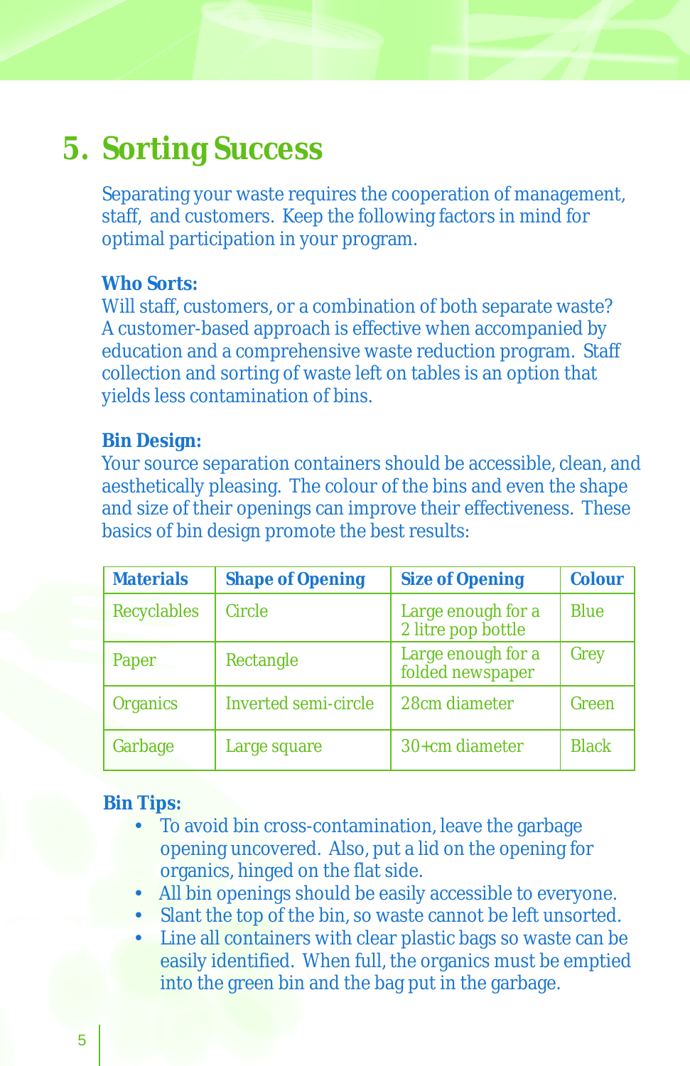# 5. Sorting Success

Separating your waste requires the cooperation of management, staff, and customers. Keep the following factors in mind for optimal participation in your program.

**Who Sorts:**
Will staff, customers, or a combination of both separate waste? A customer-based approach is effective when accompanied by education and a comprehensive waste reduction program. Staff collection and sorting of waste left on tables is an option that yields less contamination of bins.

**Bin Design:**
Your source separation containers should be accessible, clean, and aesthetically pleasing. The colour of the bins and even the shape and size of their openings can improve their effectiveness. These basics of bin design promote the best results:

| Materials | Shape of Opening | Size of Opening | Colour |
|---|---|---|---|
| Recyclables | Circle | Large enough for a 2 litre pop bottle | Blue |
| Paper | Rectangle | Large enough for a folded newspaper | Grey |
| Organics | Inverted semi-circle | 28cm diameter | Green |
| Garbage | Large square | 30+cm diameter | Black |

**Bin Tips:**

- To avoid bin cross-contamination, leave the garbage opening uncovered. Also, put a lid on the opening for organics, hinged on the flat side.
- All bin openings should be easily accessible to everyone.
- Slant the top of the bin, so waste cannot be left unsorted.
- Line all containers with clear plastic bags so waste can be easily identified. When full, the organics must be emptied into the green bin and the bag put in the garbage.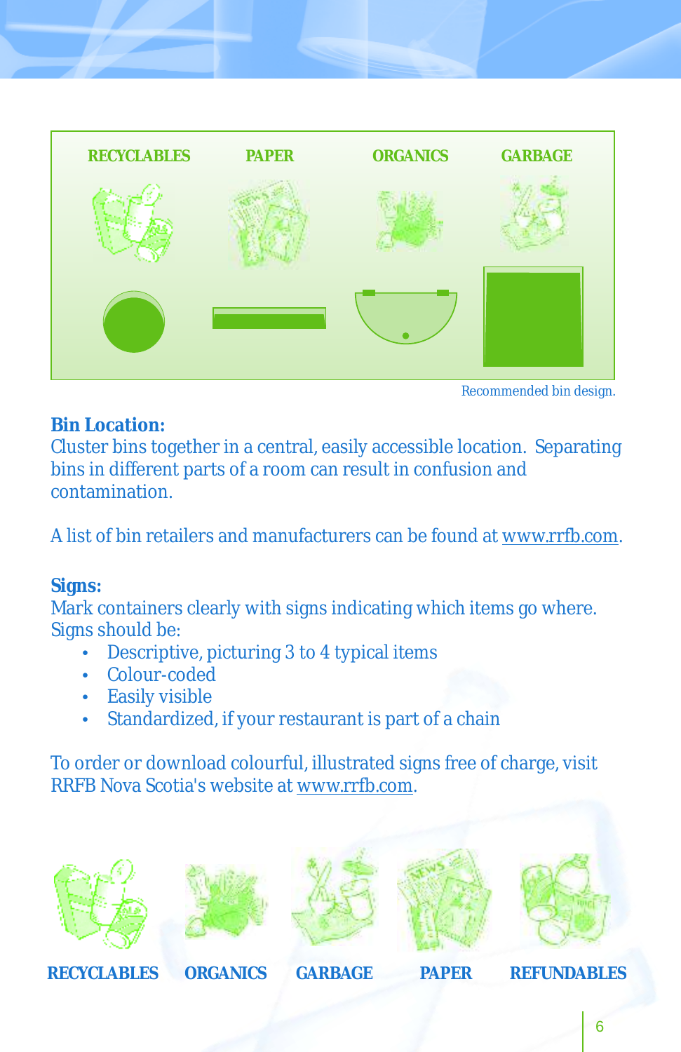RECYCLABLES PAPER ORGANICS GARBAGE

Recommended bin design.

**Bin Location:**

Cluster bins together in a central, easily accessible location. Separating bins in different parts of a room can result in confusion and contamination.

A list of bin retailers and manufacturers can be found at www.rrfb.com.

**Signs:**

Mark containers clearly with signs indicating which items go where. Signs should be:

- Descriptive, picturing 3 to 4 typical items
- Colour-coded
- Easily visible
- Standardized, if your restaurant is part of a chain

To order or download colourful, illustrated signs free of charge, visit RRFB Nova Scotia's website at www.rrfb.com.

RECYCLABLES ORGANICS GARBAGE PAPER REFUNDABLES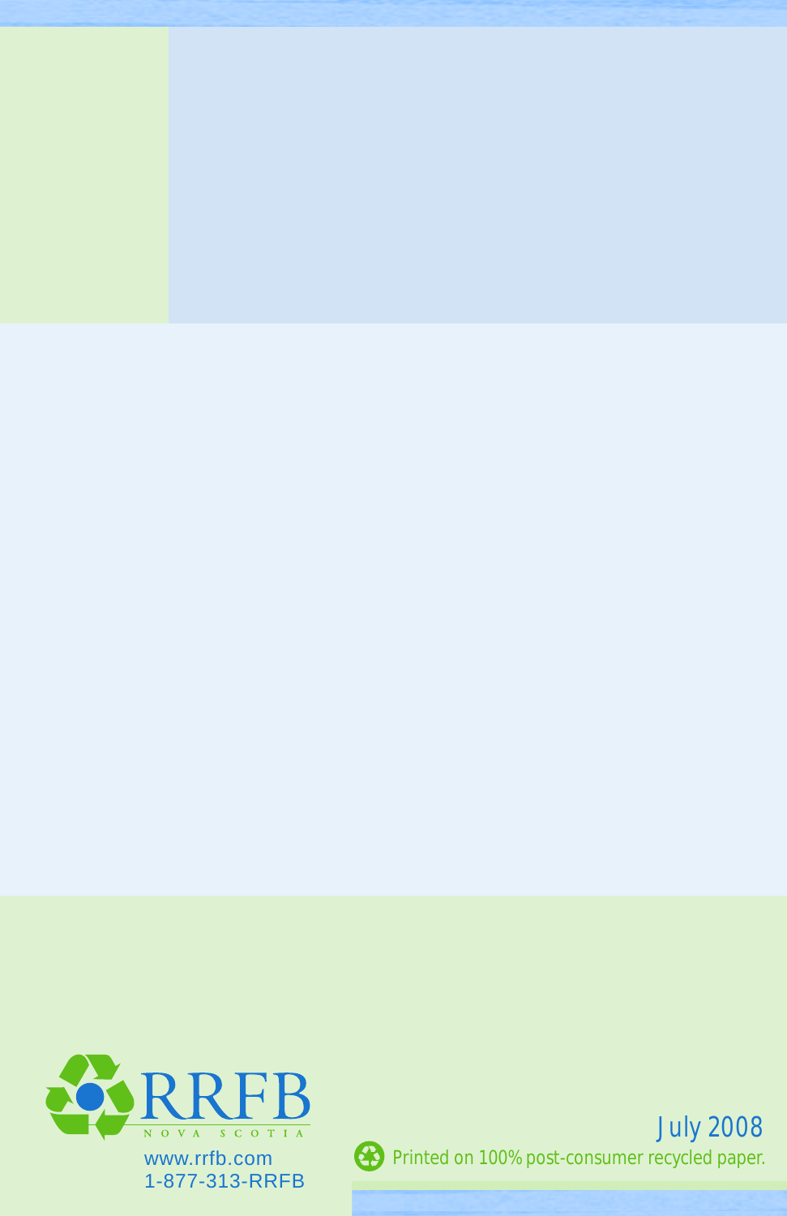RRFB

NOVA SCOTIA

www.rrfb.com
1-877-313-RRFB

July 2008

Printed on 100% post-consumer recycled paper.